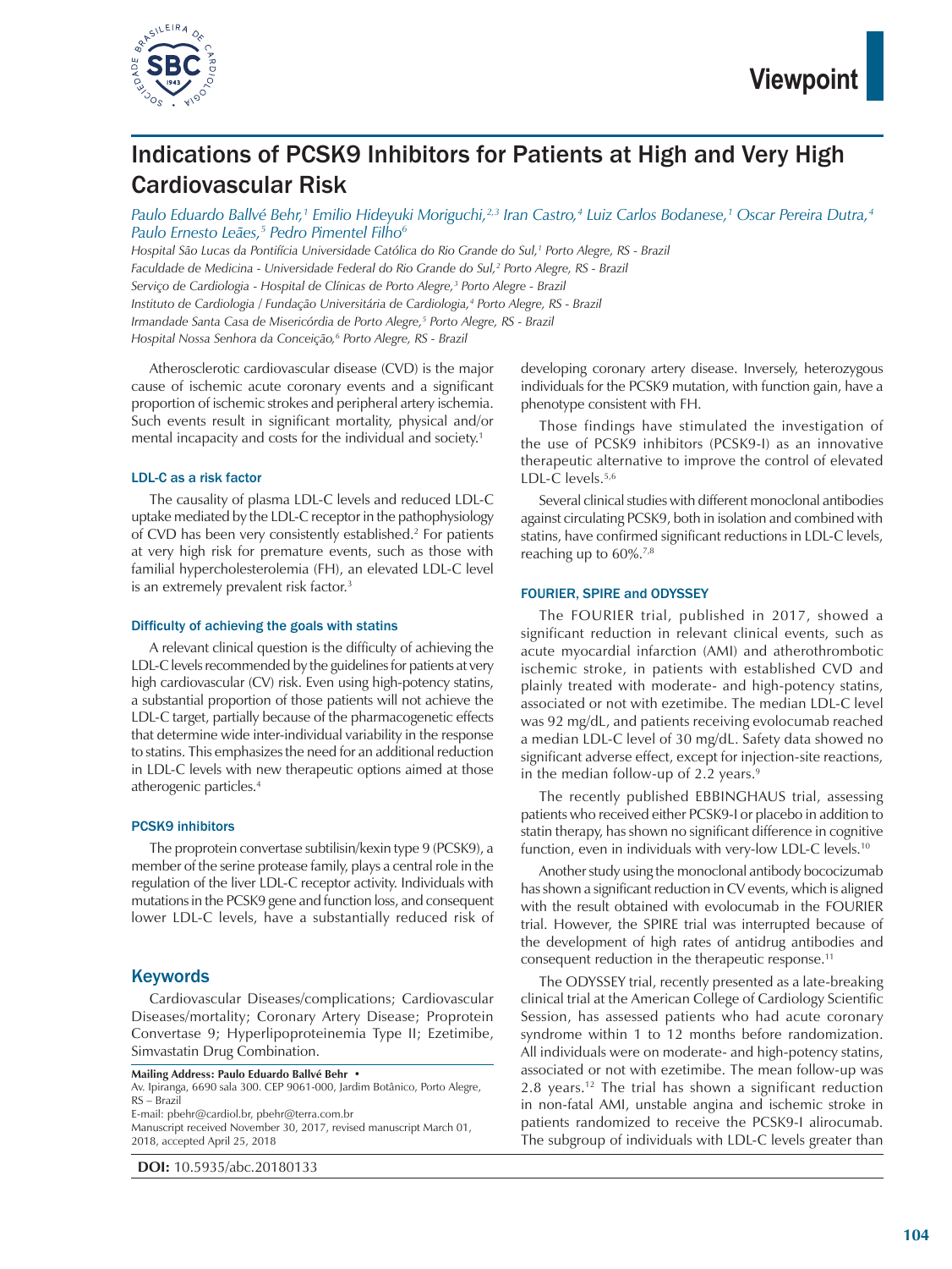Viewpoint

# Indications of PCSK9 Inhibitors for Patients at High and Very High Cardiovascular Risk

*Paulo Eduardo Ballvé Behr,[1] Emilio Hideyuki Moriguchi,[2,3] Iran Castro,[4] Luiz Carlos Bodanese,[1] Oscar Pereira Dutra,[4] Paulo Ernesto Leães,[5] Pedro Pimentel Filho[6]*

*Hospital São Lucas da Pontifícia Universidade Católica do Rio Grande do Sul,[1] Porto Alegre, RS - Brazil*
*Faculdade de Medicina - Universidade Federal do Rio Grande do Sul,[2] Porto Alegre, RS - Brazil*
*Serviço de Cardiologia - Hospital de Clínicas de Porto Alegre,[3] Porto Alegre - Brazil*
*Instituto de Cardiologia / Fundação Universitária de Cardiologia,[4] Porto Alegre, RS - Brazil*
*Irmandade Santa Casa de Misericórdia de Porto Alegre,[5] Porto Alegre, RS - Brazil*
*Hospital Nossa Senhora da Conceição,[6] Porto Alegre, RS - Brazil*

Atherosclerotic cardiovascular disease (CVD) is the major cause of ischemic acute coronary events and a significant proportion of ischemic acute strokes and peripheral artery ischemia. Such events result in significant mortality, physical and/or mental incapacity and costs for the individual and society.[1]

### LDL-C as a risk factor

The causality of plasma LDL-C levels and reduced LDL-C uptake mediated by the LDL-C receptor in the pathophysiology of CVD has been very consistently established.[2] For patients at very high risk for premature events, such as those with familial hypercholesterolemia (FH), an elevated LDL-C level is an extremely prevalent risk factor.[3]

### Difficulty of achieving the goals with statins

A relevant clinical question is the difficulty of achieving the LDL-C levels recommended by the guidelines for patients at very high cardiovascular (CV) risk. Even using high-potency statins, a substantial proportion of those patients will not achieve the LDL-C target, partially because of the pharmacogenetic effects that determine wide inter-individual variability in the response to statins. This emphasizes the need for an additional reduction in LDL-C levels with new therapeutic options aimed at those atherogenic particles.[4]

### PCSK9 inhibitors

The proprotein convertase subtilisin/kexin type 9 (PCSK9), a member of the serine protease family, plays a central role in the regulation of the liver LDL-C receptor activity. Individuals with mutations in the PCSK9 gene and function loss, and consequent lower LDL-C levels, have a substantially reduced risk of developing coronary artery disease. Inversely, heterozygous individuals for the PCSK9 mutation, with function gain, have a phenotype consistent with FH.

Those findings have stimulated the investigation of the use of PCSK9 inhibitors (PCSK9-I) as an innovative therapeutic alternative to improve the control of elevated LDL-C levels.[5,6]

Several clinical studies with different monoclonal antibodies against circulating PCSK9, both in isolation and combined with statins, have confirmed significant reductions in LDL-C levels, reaching up to 60%.[7,8]

### FOURIER, SPIRE and ODYSSEY

The FOURIER trial, published in 2017, showed a significant reduction in relevant clinical events, such as acute myocardial infarction (AMI) and atherothrombotic ischemic stroke, in patients with established CVD and plainly treated with moderate- and high-potency statins, associated or not with ezetimibe. The median LDL-C level was 92 mg/dL, and patients receiving evolocumab reached a median LDL-C level of 30 mg/dL. Safety data showed no significant adverse effect, except for injection-site reactions, in the median follow-up of 2.2 years.[9]

The recently published EBBINGHAUS trial, assessing patients who received either PCSK9-I or placebo in addition to statin therapy, has shown no significant difference in cognitive function, even in individuals with very-low LDL-C levels.[10]

Another study using the monoclonal antibody bococizumab has shown a significant reduction in CV events, which is aligned with the result obtained with evolocumab in the FOURIER trial. However, the SPIRE trial was interrupted because of the development of high rates of antidrug antibodies and consequent reduction in the therapeutic response.[11]

The ODYSSEY trial, recently presented as a late-breaking clinical trial at the American College of Cardiology Scientific Session, has assessed patients who had acute coronary syndrome within 1 to 12 months before randomization. All individuals were on moderate- and high-potency statins, associated or not with ezetimibe. The mean follow-up was 2.8 years.[12] The trial has shown a significant reduction in non-fatal AMI, unstable angina and ischemic stroke in patients randomized to receive the PCSK9-I alirocumab. The subgroup of individuals with LDL-C levels greater than

## Keywords

Cardiovascular Diseases/complications; Cardiovascular Diseases/mortality; Coronary Artery Disease; Proprotein Convertase 9; Hyperlipoproteinemia Type II; Ezetimibe, Simvastatin Drug Combination.

**Mailing Address: Paulo Eduardo Ballvé Behr •**
Av. Ipiranga, 6690 sala 300. CEP 9061-000, Jardim Botânico, Porto Alegre, RS – Brazil
E-mail: pbehr@cardiol.br, pbehr@terra.com.br
Manuscript received November 30, 2017, revised manuscript March 01, 2018, accepted April 25, 2018

**DOI:** 10.5935/abc.20180133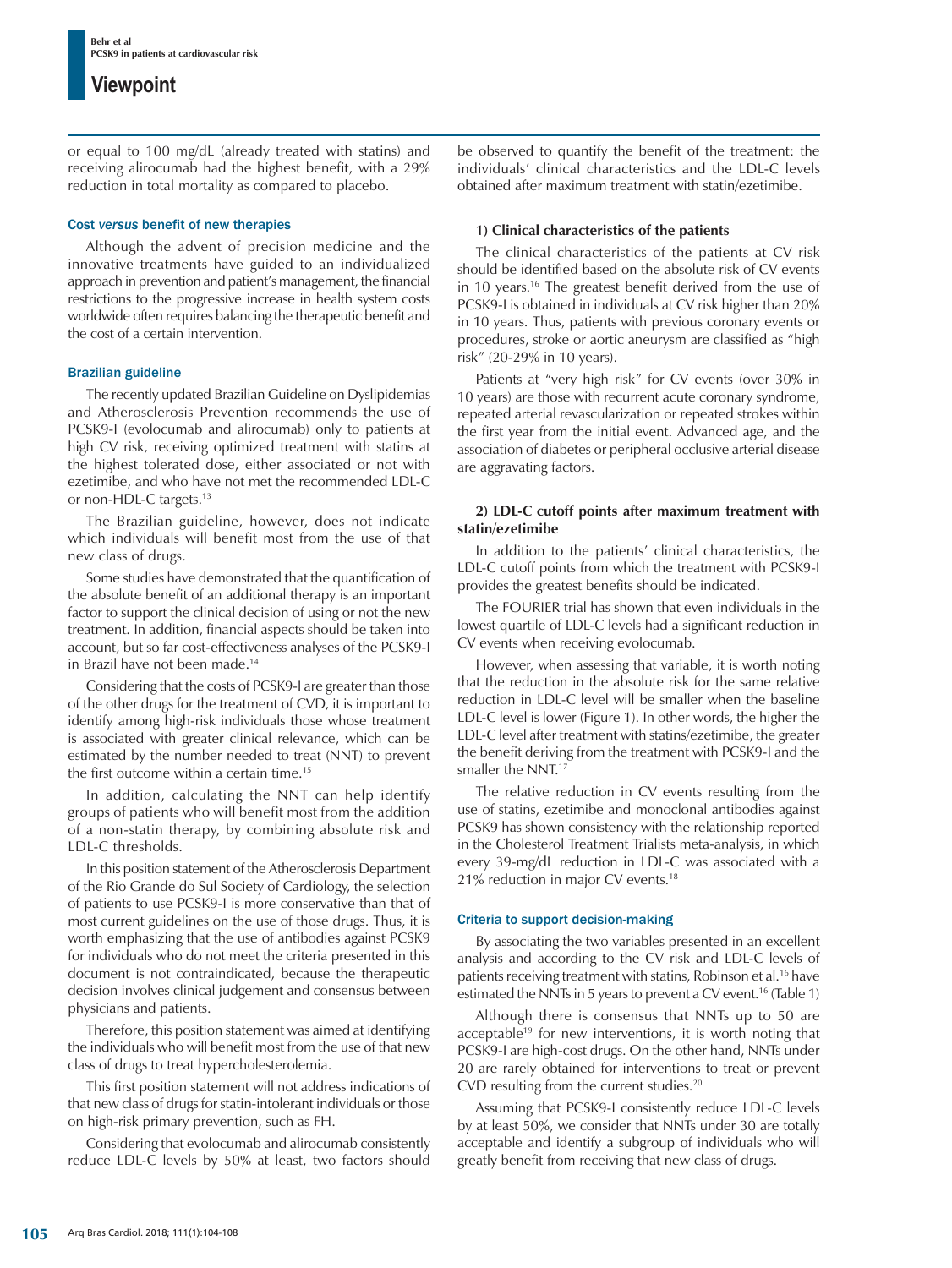or equal to 100 mg/dL (already treated with statins) and receiving alirocumab had the highest benefit, with a 29% reduction in total mortality as compared to placebo.

### Cost *versus* benefit of new therapies

Although the advent of precision medicine and the innovative treatments have guided to an individualized approach in prevention and patient's management, the financial restrictions to the progressive increase in health system costs worldwide often requires balancing the therapeutic benefit and the cost of a certain intervention.

### Brazilian guideline

The recently updated Brazilian Guideline on Dyslipidemias and Atherosclerosis Prevention recommends the use of PCSK9-I (evolocumab and alirocumab) only to patients at high CV risk, receiving optimized treatment with statins at the highest tolerated dose, either associated or not with ezetimibe, and who have not met the recommended LDL-C or non-HDL-C targets.[13]

The Brazilian guideline, however, does not indicate which individuals will benefit most from the use of that new class of drugs.

Some studies have demonstrated that the quantification of the absolute benefit of an additional therapy is an important factor to support the clinical decision of using or not the new treatment. In addition, financial aspects should be taken into account, but so far cost-effectiveness analyses of the PCSK9-I in Brazil have not been made.[14]

Considering that the costs of PCSK9-I are greater than those of the other drugs for the treatment of CVD, it is important to identify among high-risk individuals those whose treatment is associated with greater clinical relevance, which can be estimated by the number needed to treat (NNT) to prevent the first outcome within a certain time.[15]

In addition, calculating the NNT can help identify groups of patients who will benefit most from the addition of a non-statin therapy, by combining absolute risk and LDL-C thresholds.

In this position statement of the Atherosclerosis Department of the Rio Grande do Sul Society of Cardiology, the selection of patients to use PCSK9-I is more conservative than that of most current guidelines on the use of those drugs. Thus, it is worth emphasizing that the use of antibodies against PCSK9 for individuals who do not meet the criteria presented in this document is not contraindicated, because the therapeutic decision involves clinical judgement and consensus between physicians and patients.

Therefore, this position statement was aimed at identifying the individuals who will benefit most from the use of that new class of drugs to treat hypercholesterolemia.

This first position statement will not address indications of that new class of drugs for statin-intolerant individuals or those on high-risk primary prevention, such as FH.

Considering that evolocumab and alirocumab consistently reduce LDL-C levels by 50% at least, two factors should be observed to quantify the benefit of the treatment: the individuals' clinical characteristics and the LDL-C levels obtained after maximum treatment with statin/ezetimibe.

#### 1) Clinical characteristics of the patients

The clinical characteristics of the patients at CV risk should be identified based on the absolute risk of CV events in 10 years.[16] The greatest benefit derived from the use of PCSK9-I is obtained in individuals at CV risk higher than 20% in 10 years. Thus, patients with previous coronary events or procedures, stroke or aortic aneurysm are classified as "high risk" (20-29% in 10 years).

Patients at "very high risk" for CV events (over 30% in 10 years) are those with recurrent acute coronary syndrome, repeated arterial revascularization or repeated strokes within the first year from the initial event. Advanced age, and the association of diabetes or peripheral occlusive arterial disease are aggravating factors.

#### 2) LDL-C cutoff points after maximum treatment with statin/ezetimibe

In addition to the patients' clinical characteristics, the LDL-C cutoff points from which the treatment with PCSK9-I provides the greatest benefits should be indicated.

The FOURIER trial has shown that even individuals in the lowest quartile of LDL-C levels had a significant reduction in CV events when receiving evolocumab.

However, when assessing that variable, it is worth noting that the reduction in the absolute risk for the same relative reduction in LDL-C level will be smaller when the baseline LDL-C level is lower (Figure 1). In other words, the higher the LDL-C level after treatment with statins/ezetimibe, the greater the benefit deriving from the treatment with PCSK9-I and the smaller the NNT.[17]

The relative reduction in CV events resulting from the use of statins, ezetimibe and monoclonal antibodies against PCSK9 has shown consistency with the relationship reported in the Cholesterol Treatment Trialists meta-analysis, in which every 39-mg/dL reduction in LDL-C was associated with a 21% reduction in major CV events.[18]

### Criteria to support decision-making

By associating the two variables presented in an excellent analysis and according to the CV risk and LDL-C levels of patients receiving treatment with statins, Robinson et al.[16] have estimated the NNTs in 5 years to prevent a CV event.[16] (Table 1)

Although there is consensus that NNTs up to 50 are acceptable[19] for new interventions, it is worth noting that PCSK9-I are high-cost drugs. On the other hand, NNTs under 20 are rarely obtained for interventions to treat or prevent CVD resulting from the current studies.[20]

Assuming that PCSK9-I consistently reduce LDL-C levels by at least 50%, we consider that NNTs under 30 are totally acceptable and identify a subgroup of individuals who will greatly benefit from receiving that new class of drugs.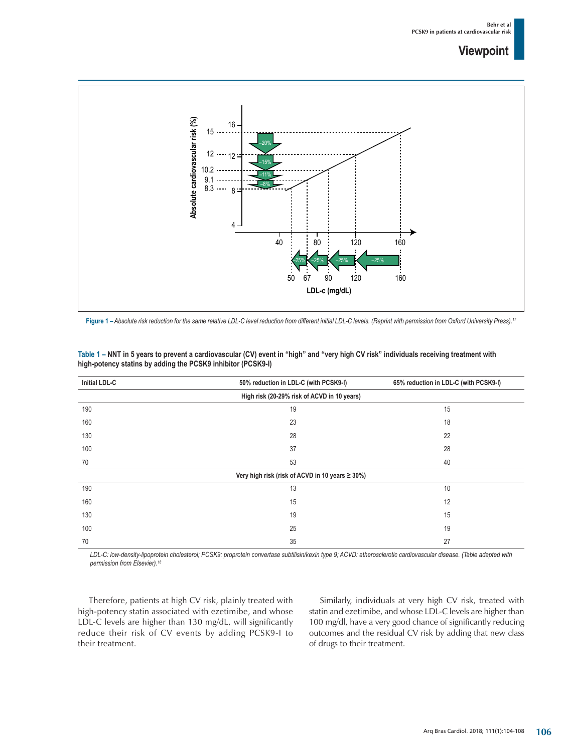**Figure 1** – *Absolute risk reduction for the same relative LDL-C level reduction from different initial LDL-C levels. (Reprint with permission from Oxford University Press).*[17]

**Table 1 – NNT in 5 years to prevent a cardiovascular (CV) event in "high" and "very high CV risk" individuals receiving treatment with high-potency statins by adding the PCSK9 inhibitor (PCSK9-I)**

| Initial LDL-C | 50% reduction in LDL-C (with PCSK9-I) | 65% reduction in LDL-C (with PCSK9-I) |
|---|---|---|
| | High risk (20-29% risk of ACVD in 10 years) | |
| 190 | 19 | 15 |
| 160 | 23 | 18 |
| 130 | 28 | 22 |
| 100 | 37 | 28 |
| 70 | 53 | 40 |
| | Very high risk (risk of ACVD in 10 years ≥ 30%) | |
| 190 | 13 | 10 |
| 160 | 15 | 12 |
| 130 | 19 | 15 |
| 100 | 25 | 19 |
| 70 | 35 | 27 |

*LDL-C: low-density-lipoprotein cholesterol; PCSK9: proprotein convertase subtilisin/kexin type 9; ACVD: atherosclerotic cardiovascular disease. (Table adapted with permission from Elsevier).*[16]

Therefore, patients at high CV risk, plainly treated with high-potency statin associated with ezetimibe, and whose LDL-C levels are higher than 130 mg/dL, will significantly reduce their risk of CV events by adding PCSK9-I to their treatment.

Similarly, individuals at very high CV risk, treated with statin and ezetimibe, and whose LDL-C levels are higher than 100 mg/dl, have a very good chance of significantly reducing outcomes and the residual CV risk by adding that new class of drugs to their treatment.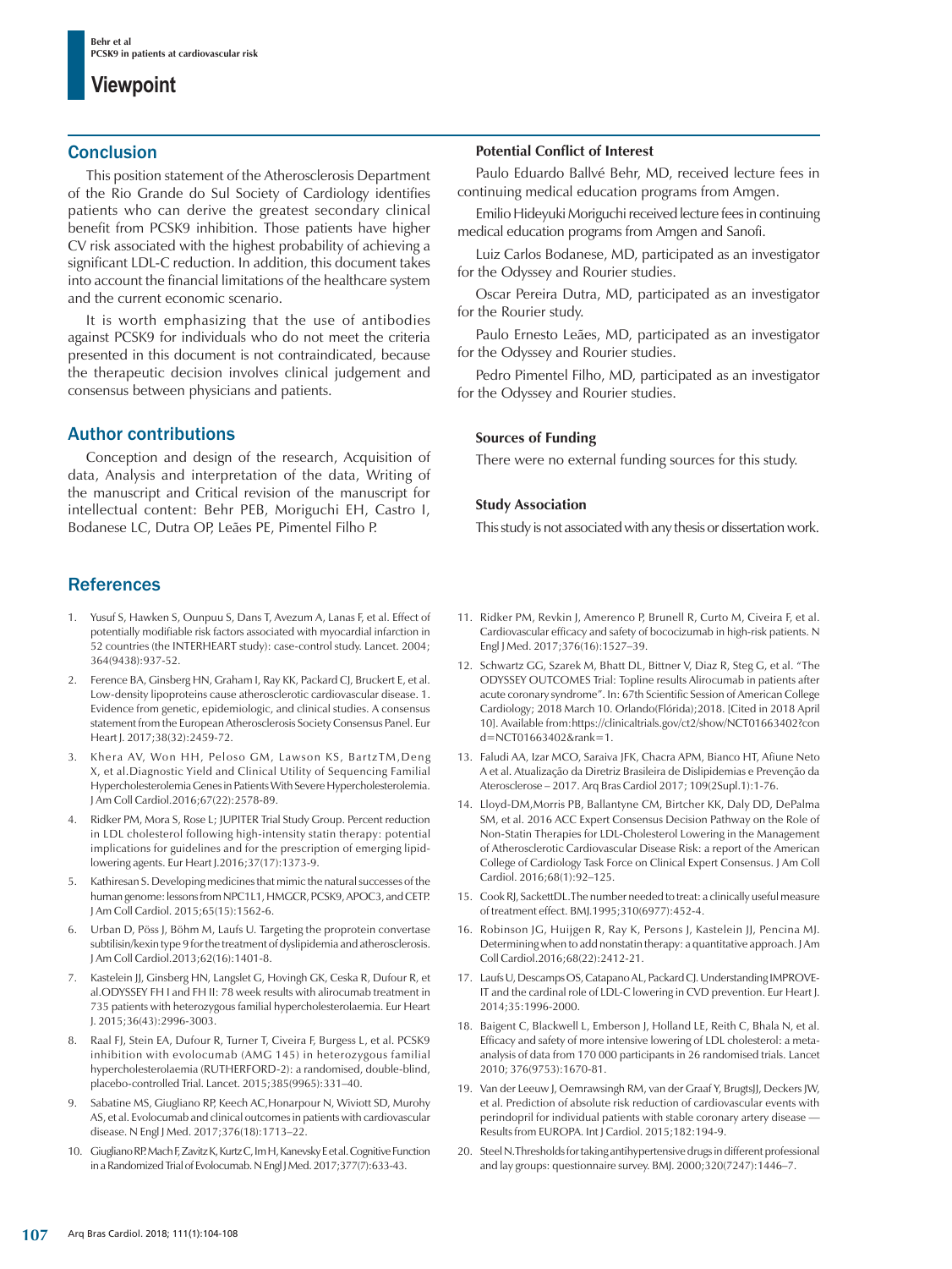## Conclusion

This position statement of the Atherosclerosis Department of the Rio Grande do Sul Society of Cardiology identifies patients who can derive the greatest secondary clinical benefit from PCSK9 inhibition. Those patients have higher CV risk associated with the highest probability of achieving a significant LDL-C reduction. In addition, this document takes into account the financial limitations of the healthcare system and the current economic scenario.

It is worth emphasizing that the use of antibodies against PCSK9 for individuals who do not meet the criteria presented in this document is not contraindicated, because the therapeutic decision involves clinical judgement and consensus between physicians and patients.

## Author contributions

Conception and design of the research, Acquisition of data, Analysis and interpretation of the data, Writing of the manuscript and Critical revision of the manuscript for intellectual content: Behr PEB, Moriguchi EH, Castro I, Bodanese LC, Dutra OP, Leães PE, Pimentel Filho P.

### Potential Conflict of Interest

Paulo Eduardo Ballvé Behr, MD, received lecture fees in continuing medical education programs from Amgen.

Emilio Hideyuki Moriguchi received lecture fees in continuing medical education programs from Amgen and Sanofi.

Luiz Carlos Bodanese, MD, participated as an investigator for the Odyssey and Rourier studies.

Oscar Pereira Dutra, MD, participated as an investigator for the Rourier study.

Paulo Ernesto Leães, MD, participated as an investigator for the Odyssey and Rourier studies.

Pedro Pimentel Filho, MD, participated as an investigator for the Odyssey and Rourier studies.

### Sources of Funding

There were no external funding sources for this study.

### Study Association

This study is not associated with any thesis or dissertation work.

## References

1. Yusuf S, Hawken S, Ounpuu S, Dans T, Avezum A, Lanas F, et al. Effect of potentially modifiable risk factors associated with myocardial infarction in 52 countries (the INTERHEART study): case-control study. Lancet. 2004; 364(9438):937-52.
2. Ference BA, Ginsberg HN, Graham I, Ray KK, Packard CJ, Bruckert E, et al. Low-density lipoproteins cause atherosclerotic cardiovascular disease. 1. Evidence from genetic, epidemiologic, and clinical studies. A consensus statement from the European Atherosclerosis Society Consensus Panel. Eur Heart J. 2017;38(32):2459-72.
3. Khera AV, Won HH, Peloso GM, Lawson KS, BartzTM,Deng X, et al.Diagnostic Yield and Clinical Utility of Sequencing Familial Hypercholesterolemia Genes in Patients With Severe Hypercholesterolemia. J Am Coll Cardiol.2016;67(22):2578-89.
4. Ridker PM, Mora S, Rose L; JUPITER Trial Study Group. Percent reduction in LDL cholesterol following high-intensity statin therapy: potential implications for guidelines and for the prescription of emerging lipid-lowering agents. Eur Heart J.2016;37(17):1373-9.
5. Kathiresan S. Developing medicines that mimic the natural successes of the human genome: lessons from NPC1L1, HMGCR, PCSK9, APOC3, and CETP. J Am Coll Cardiol. 2015;65(15):1562-6.
6. Urban D, Pöss J, Böhm M, Laufs U. Targeting the proprotein convertase subtilisin/kexin type 9 for the treatment of dyslipidemia and atherosclerosis. J Am Coll Cardiol.2013;62(16):1401-8.
7. Kastelein JJ, Ginsberg HN, Langslet G, Hovingh GK, Ceska R, Dufour R, et al.ODYSSEY FH I and FH II: 78 week results with alirocumab treatment in 735 patients with heterozygous familial hypercholesterolaemia. Eur Heart J. 2015;36(43):2996-3003.
8. Raal FJ, Stein EA, Dufour R, Turner T, Civeira F, Burgess L, et al. PCSK9 inhibition with evolocumab (AMG 145) in heterozygous familial hypercholesterolaemia (RUTHERFORD-2): a randomised, double-blind, placebo-controlled Trial. Lancet. 2015;385(9965):331–40.
9. Sabatine MS, Giugliano RP, Keech AC,Honarpour N, Wiviott SD, Murohy AS, et al. Evolocumab and clinical outcomes in patients with cardiovascular disease. N Engl J Med. 2017;376(18):1713–22.
10. Giugliano RP. Mach F, Zavitz K, Kurtz C, Im H, Kanevsky E et al. Cognitive Function in a Randomized Trial of Evolocumab. N Engl J Med. 2017;377(7):633-43.
11. Ridker PM, Revkin J, Amerenco P, Brunell R, Curto M, Civeira F, et al. Cardiovascular efficacy and safety of bococizumab in high-risk patients. N Engl J Med. 2017;376(16):1527–39.
12. Schwartz GG, Szarek M, Bhatt DL, Bittner V, Diaz R, Steg G, et al. "The ODYSSEY OUTCOMES Trial: Topline results Alirocumab in patients after acute coronary syndrome". In: 67th Scientific Session of American College Cardiology; 2018 March 10. Orlando(Flórida);2018. [Cited in 2018 April 10]. Available from:https://clinicaltrials.gov/ct2/show/NCT01663402?cond=NCT01663402&rank=1.
13. Faludi AA, Izar MCO, Saraiva JFK, Chacra APM, Bianco HT, Afiune Neto A et al. Atualização da Diretriz Brasileira de Dislipidemias e Prevenção da Aterosclerose – 2017. Arq Bras Cardiol 2017; 109(2Supl.1):1-76.
14. Lloyd-DM,Morris PB, Ballantyne CM, Birtcher KK, Daly DD, DePalma SM, et al. 2016 ACC Expert Consensus Decision Pathway on the Role of Non-Statin Therapies for LDL-Cholesterol Lowering in the Management of Atherosclerotic Cardiovascular Disease Risk: a report of the American College of Cardiology Task Force on Clinical Expert Consensus. J Am Coll Cardiol. 2016;68(1):92–125.
15. Cook RJ, SackettDL.The number needed to treat: a clinically useful measure of treatment effect. BMJ.1995;310(6977):452-4.
16. Robinson JG, Huijgen R, Ray K, Persons J, Kastelein JJ, Pencina MJ. Determining when to add nonstatin therapy: a quantitative approach. J Am Coll Cardiol.2016;68(22):2412-21.
17. Laufs U, Descamps OS, Catapano AL, Packard CJ. Understanding IMPROVE-IT and the cardinal role of LDL-C lowering in CVD prevention. Eur Heart J. 2014;35:1996-2000.
18. Baigent C, Blackwell L, Emberson J, Holland LE, Reith C, Bhala N, et al. Efficacy and safety of more intensive lowering of LDL cholesterol: a meta-analysis of data from 170 000 participants in 26 randomised trials. Lancet 2010; 376(9753):1670-81.
19. Van der Leeuw J, Oemrawsingh RM, van der Graaf Y, BrugtsJJ, Deckers JW, et al. Prediction of absolute risk reduction of cardiovascular events with perindopril for individual patients with stable coronary artery disease — Results from EUROPA. Int J Cardiol. 2015;182:194-9.
20. Steel N.Thresholds for taking antihypertensive drugs in different professional and lay groups: questionnaire survey. BMJ. 2000;320(7247):1446–7.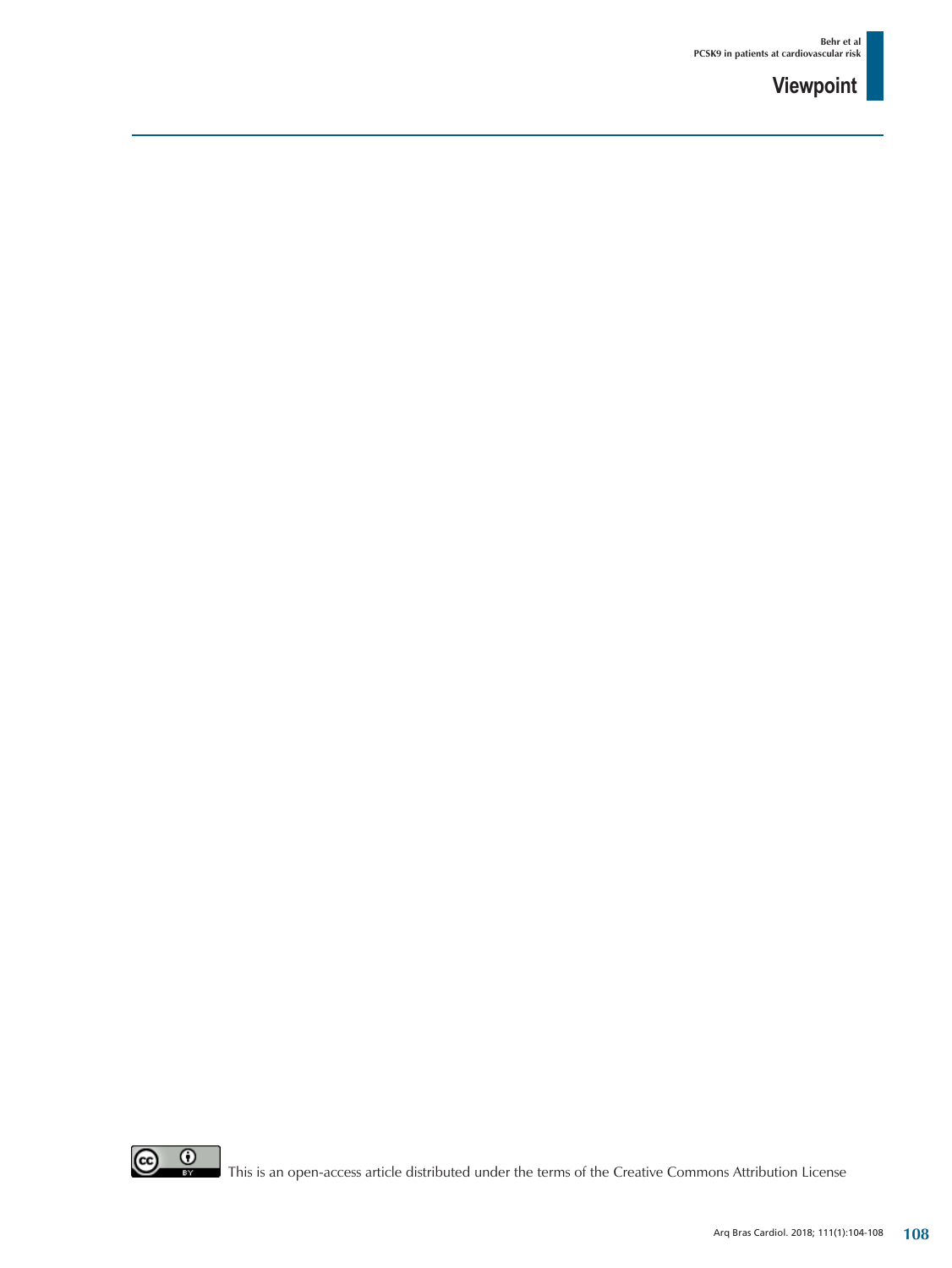This is an open-access article distributed under the terms of the Creative Commons Attribution License